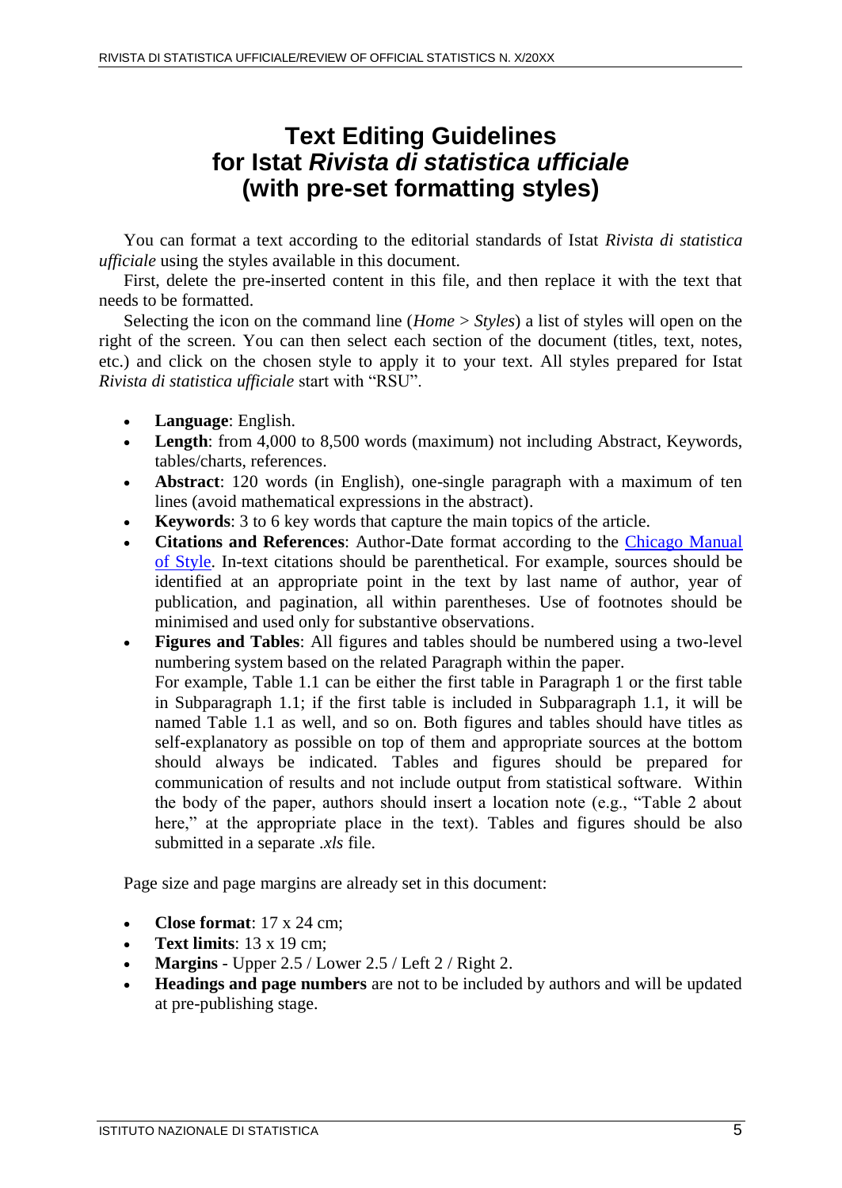# Text Editing Guidelines for Istat *Rivista di statistica ufficiale* (with pre-set formatting styles)

You can format a text according to the editorial standards of Istat *Rivista di statistica ufficiale* using the styles available in this document.

First, delete the pre-inserted content in this file, and then replace it with the text that needs to be formatted.

Selecting the icon on the command line (*Home* > *Styles*) a list of styles will open on the right of the screen. You can then select each section of the document (titles, text, notes, etc.) and click on the chosen style to apply it to your text. All styles prepared for Istat *Rivista di statistica ufficiale* start with "RSU".

- **Language**: English.
- **Length**: from 4,000 to 8,500 words (maximum) not including Abstract, Keywords, tables/charts, references.
- **Abstract**: 120 words (in English), one-single paragraph with a maximum of ten lines (avoid mathematical expressions in the abstract).
- **Keywords**: 3 to 6 key words that capture the main topics of the article.
- **Citations and References**: Author-Date format according to the [Chicago Manual of Style](). In-text citations should be parenthetical. For example, sources should be identified at an appropriate point in the text by last name of author, year of publication, and pagination, all within parentheses. Use of footnotes should be minimised and used only for substantive observations.
- **Figures and Tables**: All figures and tables should be numbered using a two-level numbering system based on the related Paragraph within the paper.
  For example, Table 1.1 can be either the first table in Paragraph 1 or the first table in Subparagraph 1.1; if the first table is included in Subparagraph 1.1, it will be named Table 1.1 as well, and so on. Both figures and tables should have titles as self-explanatory as possible on top of them and appropriate sources at the bottom should always be indicated. Tables and figures should be prepared for communication of results and not include output from statistical software. Within the body of the paper, authors should insert a location note (e.g., "Table 2 about here," at the appropriate place in the text). Tables and figures should be also submitted in a separate *.xls* file.

Page size and page margins are already set in this document:

- **Close format**: 17 x 24 cm;
- **Text limits**: 13 x 19 cm;
- **Margins** - Upper 2.5 / Lower 2.5 / Left 2 / Right 2.
- **Headings and page numbers** are not to be included by authors and will be updated at pre-publishing stage.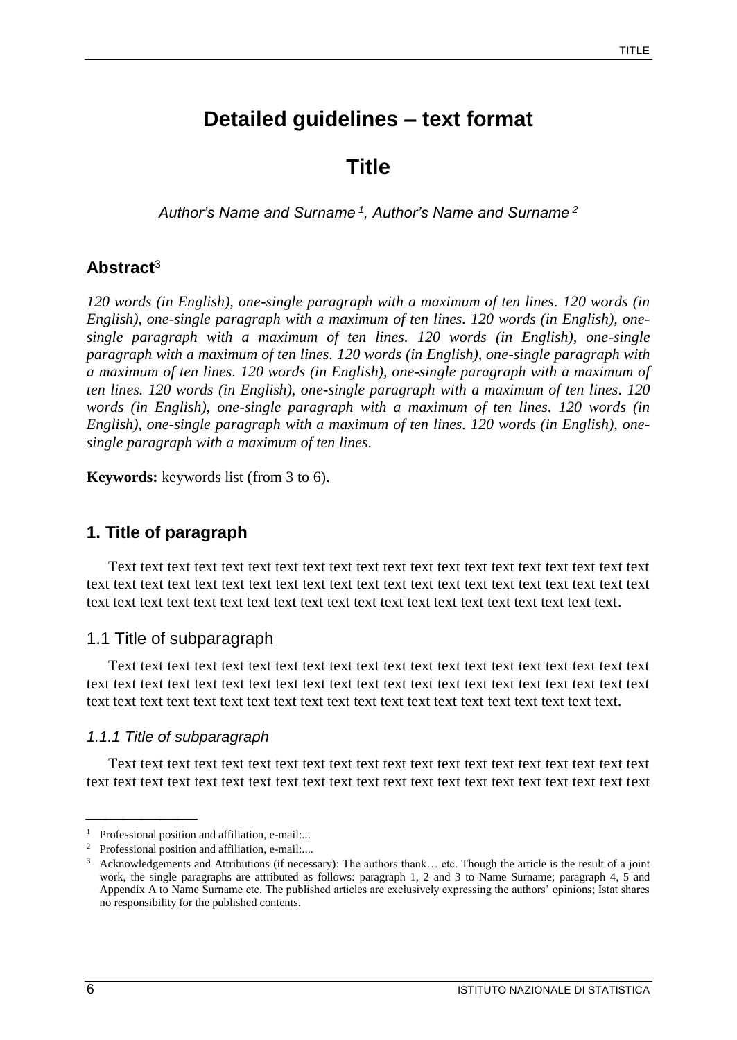# Detailed guidelines – text format

# Title

*Author's Name and Surname [1], Author's Name and Surname [2]*

## Abstract[3]

*120 words (in English), one-single paragraph with a maximum of ten lines. 120 words (in English), one-single paragraph with a maximum of ten lines. 120 words (in English), one-single paragraph with a maximum of ten lines. 120 words (in English), one-single paragraph with a maximum of ten lines. 120 words (in English), one-single paragraph with a maximum of ten lines. 120 words (in English), one-single paragraph with a maximum of ten lines. 120 words (in English), one-single paragraph with a maximum of ten lines. 120 words (in English), one-single paragraph with a maximum of ten lines. 120 words (in English), one-single paragraph with a maximum of ten lines. 120 words (in English), one-single paragraph with a maximum of ten lines.*

**Keywords:** keywords list (from 3 to 6).

## 1. Title of paragraph

Text text text text text text text text text text text text text text text text text text text text text text text text text text text text text text text text text text text text text text text text text text text text text text text text text text text text text text text text text text text text text text text.

### 1.1 Title of subparagraph

Text text text text text text text text text text text text text text text text text text text text text text text text text text text text text text text text text text text text text text text text text text text text text text text text text text text text text text text text text text text text text text text.

#### *1.1.1 Title of subparagraph*

Text text text text text text text text text text text text text text text text text text text text text text text text text text text text text text text text text text text text text text text text

---

[1] Professional position and affiliation, e-mail:...

[2] Professional position and affiliation, e-mail:....

[3] Acknowledgements and Attributions (if necessary): The authors thank… etc. Though the article is the result of a joint work, the single paragraphs are attributed as follows: paragraph 1, 2 and 3 to Name Surname; paragraph 4, 5 and Appendix A to Name Surname etc. The published articles are exclusively expressing the authors' opinions; Istat shares no responsibility for the published contents.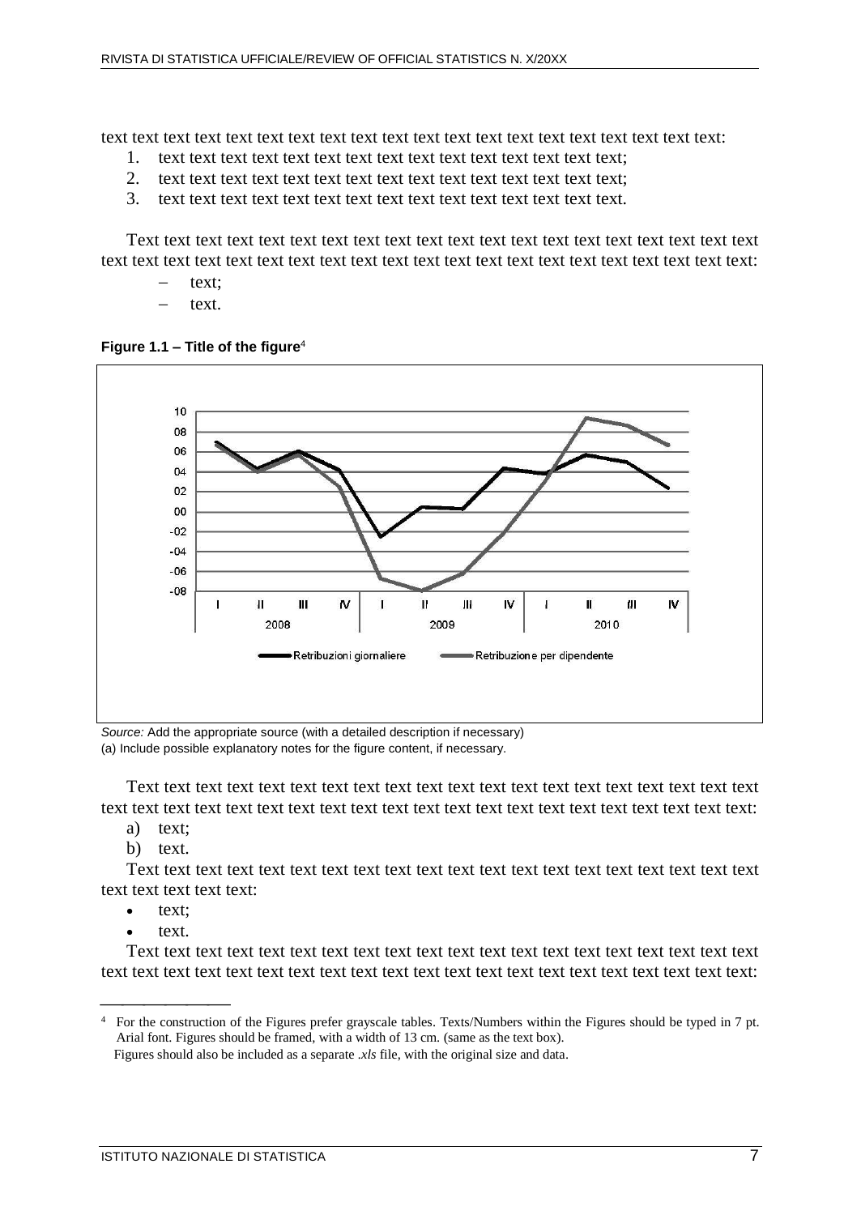text text text text text text text text text text text text text text text text text text text text:

1. text text text text text text text text text text text text text text text;
2. text text text text text text text text text text text text text text text;
3. text text text text text text text text text text text text text text text.

Text text text text text text text text text text text text text text text text text text text text text text text text text text text text text text text text text text text text text text text text text:

- text;
- text.

**Figure 1.1 – Title of the figure**[4]

*Source:* Add the appropriate source (with a detailed description if necessary)
(a) Include possible explanatory notes for the figure content, if necessary.

Text text text text text text text text text text text text text text text text text text text text text text text text text text text text text text text text text text text text text text text text text:

a) text;
b) text.

Text text text text text text text text text text text text text text text text text text text text text text text text text:

- text;
- text.

Text text text text text text text text text text text text text text text text text text text text text text text text text text text text text text text text text text text text text text text text text:

---

[4] For the construction of the Figures prefer grayscale tables. Texts/Numbers within the Figures should be typed in 7 pt. Arial font. Figures should be framed, with a width of 13 cm. (same as the text box).
Figures should also be included as a separate *.xls* file, with the original size and data.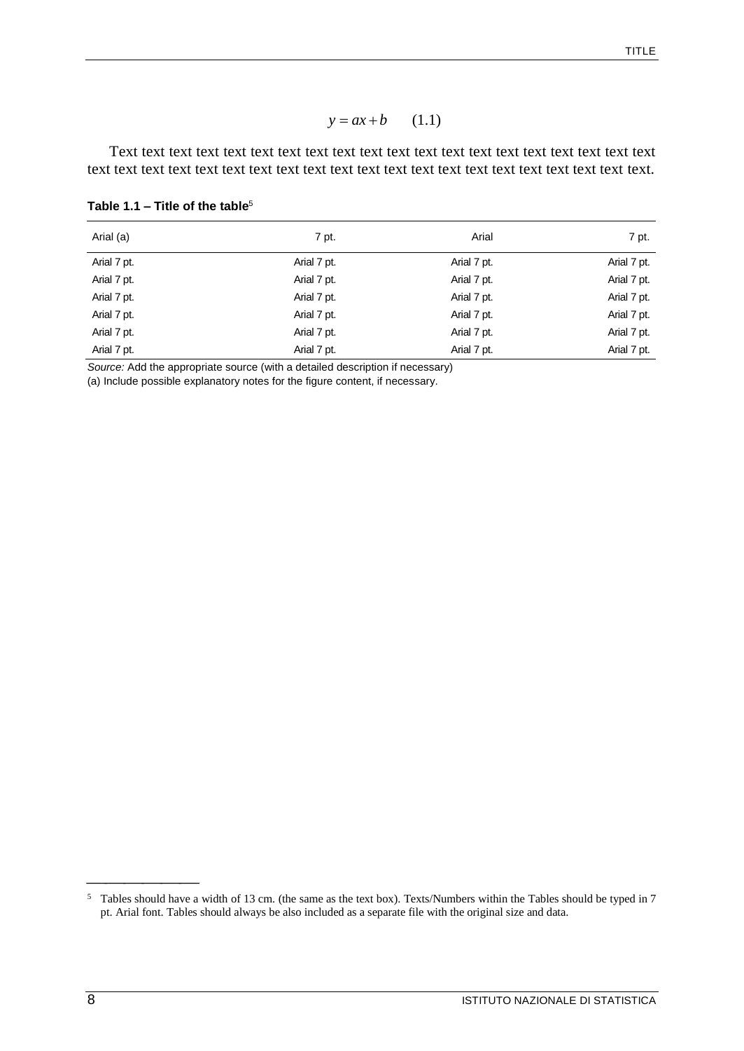$$y = ax + b \qquad (1.1)$$

Text text text text text text text text text text text text text text text text text text text text text text text text text text text text text text text text text text text text text text text text text text text.

**Table 1.1 – Title of the table**[5]

| Arial (a) | 7 pt. | Arial | 7 pt. |
|---|---|---|---|
| Arial 7 pt. | Arial 7 pt. | Arial 7 pt. | Arial 7 pt. |
| Arial 7 pt. | Arial 7 pt. | Arial 7 pt. | Arial 7 pt. |
| Arial 7 pt. | Arial 7 pt. | Arial 7 pt. | Arial 7 pt. |
| Arial 7 pt. | Arial 7 pt. | Arial 7 pt. | Arial 7 pt. |
| Arial 7 pt. | Arial 7 pt. | Arial 7 pt. | Arial 7 pt. |
| Arial 7 pt. | Arial 7 pt. | Arial 7 pt. | Arial 7 pt. |

*Source:* Add the appropriate source (with a detailed description if necessary)

(a) Include possible explanatory notes for the figure content, if necessary.

[5] Tables should have a width of 13 cm. (the same as the text box). Texts/Numbers within the Tables should be typed in 7 pt. Arial font. Tables should always be also included as a separate file with the original size and data.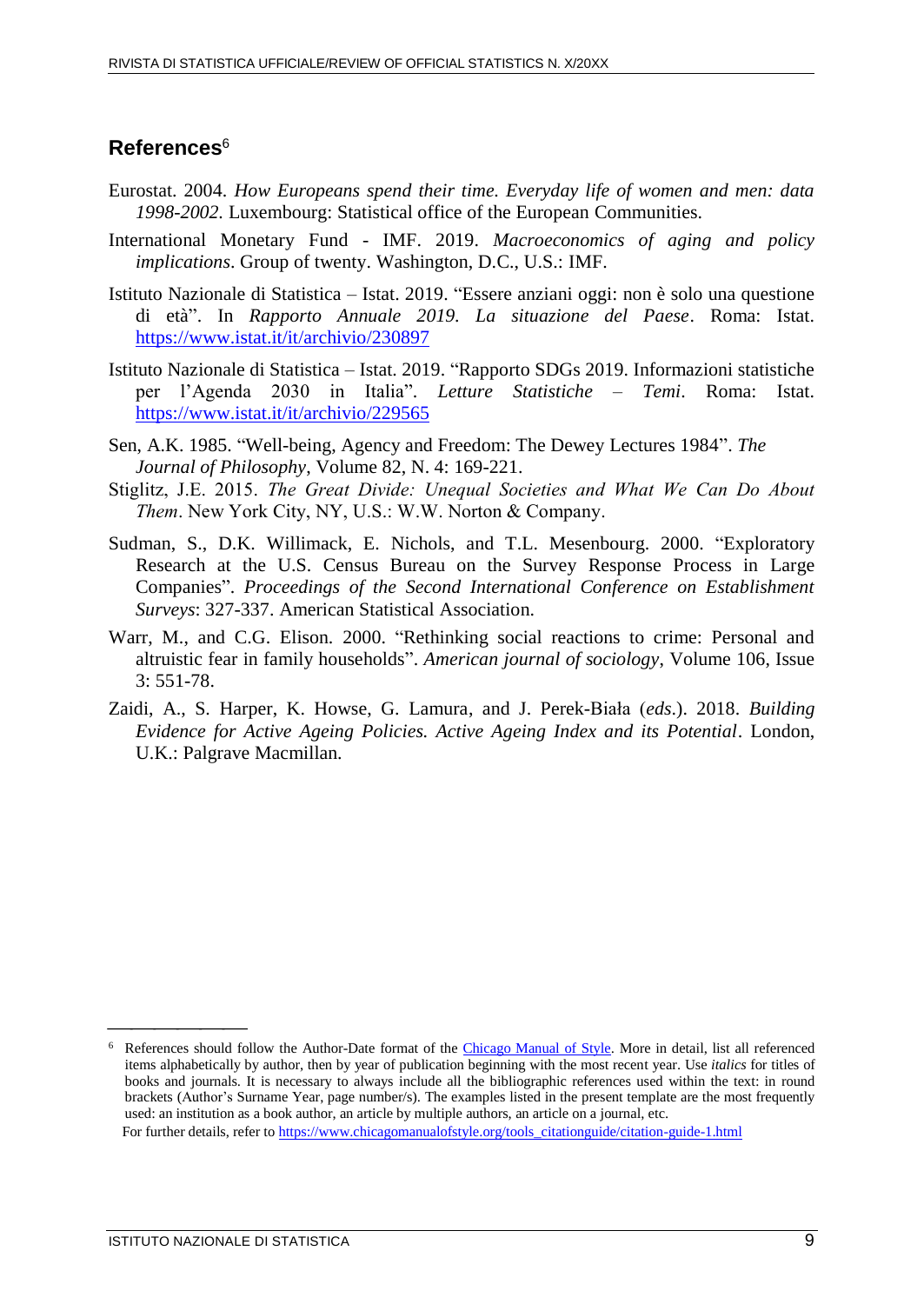## References[6]

Eurostat. 2004. *How Europeans spend their time. Everyday life of women and men: data 1998-2002*. Luxembourg: Statistical office of the European Communities.

International Monetary Fund - IMF. 2019. *Macroeconomics of aging and policy implications*. Group of twenty. Washington, D.C., U.S.: IMF.

Istituto Nazionale di Statistica – Istat. 2019. "Essere anziani oggi: non è solo una questione di età". In *Rapporto Annuale 2019. La situazione del Paese*. Roma: Istat. https://www.istat.it/it/archivio/230897

Istituto Nazionale di Statistica – Istat. 2019. "Rapporto SDGs 2019. Informazioni statistiche per l'Agenda 2030 in Italia". *Letture Statistiche – Temi*. Roma: Istat. https://www.istat.it/it/archivio/229565

Sen, A.K. 1985. "Well-being, Agency and Freedom: The Dewey Lectures 1984". *The Journal of Philosophy*, Volume 82, N. 4: 169-221.

Stiglitz, J.E. 2015. *The Great Divide: Unequal Societies and What We Can Do About Them*. New York City, NY, U.S.: W.W. Norton & Company.

Sudman, S., D.K. Willimack, E. Nichols, and T.L. Mesenbourg. 2000. "Exploratory Research at the U.S. Census Bureau on the Survey Response Process in Large Companies". *Proceedings of the Second International Conference on Establishment Surveys*: 327-337. American Statistical Association.

Warr, M., and C.G. Elison. 2000. "Rethinking social reactions to crime: Personal and altruistic fear in family households". *American journal of sociology*, Volume 106, Issue 3: 551-78.

Zaidi, A., S. Harper, K. Howse, G. Lamura, and J. Perek-Białа (*eds*.). 2018. *Building Evidence for Active Ageing Policies. Active Ageing Index and its Potential*. London, U.K.: Palgrave Macmillan.

---

[6] References should follow the Author-Date format of the Chicago Manual of Style. More in detail, list all referenced items alphabetically by author, then by year of publication beginning with the most recent year. Use *italics* for titles of books and journals. It is necessary to always include all the bibliographic references used within the text: in round brackets (Author's Surname Year, page number/s). The examples listed in the present template are the most frequently used: an institution as a book author, an article by multiple authors, an article on a journal, etc.
For further details, refer to https://www.chicagomanualofstyle.org/tools_citationguide/citation-guide-1.html